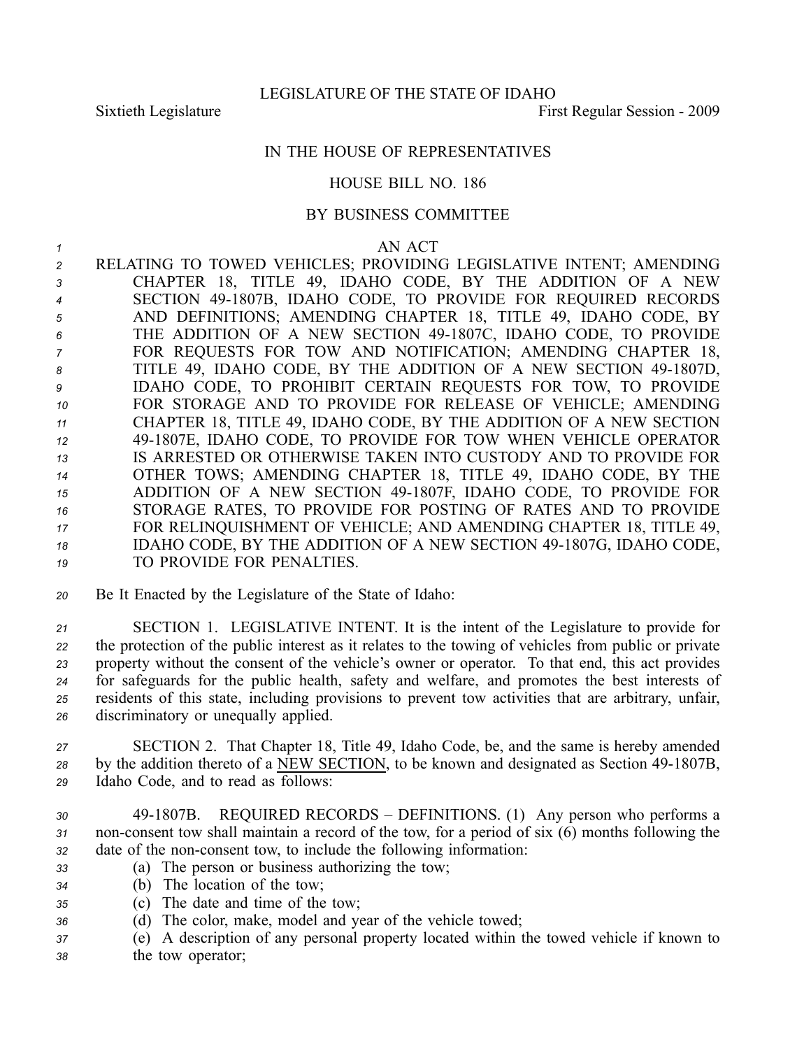LEGISLATURE OF THE STATE OF IDAHO

Sixtieth Legislature First Regular Session - 2009

# IN THE HOUSE OF REPRESENTATIVES

## HOUSE BILL NO. 186

### BY BUSINESS COMMITTEE

AN ACT

RELATING TO TOWED VEHICLES; PROVIDING LEGISLATIVE INTENT; AMENDING CHAPTER 18, TITLE 49, IDAHO CODE, BY THE ADDITION OF A NEW SECTION 49-1807B, IDAHO CODE, TO PROVIDE FOR REQUIRED RECORDS AND DEFINITIONS; AMENDING CHAPTER 18, TITLE 49, IDAHO CODE, BY THE ADDITION OF A NEW SECTION 49-1807C, IDAHO CODE, TO PROVIDE FOR REQUESTS FOR TOW AND NOTIFICATION; AMENDING CHAPTER 18, TITLE 49, IDAHO CODE, BY THE ADDITION OF A NEW SECTION 49-1807D, IDAHO CODE, TO PROHIBIT CERTAIN REQUESTS FOR TOW, TO PROVIDE FOR STORAGE AND TO PROVIDE FOR RELEASE OF VEHICLE; AMENDING CHAPTER 18, TITLE 49, IDAHO CODE, BY THE ADDITION OF A NEW SECTION 49-1807E, IDAHO CODE, TO PROVIDE FOR TOW WHEN VEHICLE OPERATOR IS ARRESTED OR OTHERWISE TAKEN INTO CUSTODY AND TO PROVIDE FOR OTHER TOWS; AMENDING CHAPTER 18, TITLE 49, IDAHO CODE, BY THE ADDITION OF A NEW SECTION 49-1807F, IDAHO CODE, TO PROVIDE FOR STORAGE RATES, TO PROVIDE FOR POSTING OF RATES AND TO PROVIDE FOR RELINQUISHMENT OF VEHICLE; AND AMENDING CHAPTER 18, TITLE 49, IDAHO CODE, BY THE ADDITION OF A NEW SECTION 49-1807G, IDAHO CODE, TO PROVIDE FOR PENALTIES.

Be It Enacted by the Legislature of the State of Idaho:

SECTION 1. LEGISLATIVE INTENT. It is the intent of the Legislature to provide for the protection of the public interest as it relates to the towing of vehicles from public or private property without the consent of the vehicle's owner or operator. To that end, this act provides for safeguards for the public health, safety and welfare, and promotes the best interests of residents of this state, including provisions to prevent tow activities that are arbitrary, unfair, discriminatory or unequally applied.

SECTION 2. That Chapter 18, Title 49, Idaho Code, be, and the same is hereby amended by the addition thereto of a NEW SECTION, to be known and designated as Section 49-1807B, Idaho Code, and to read as follows:

49-1807B. REQUIRED RECORDS – DEFINITIONS. (1) Any person who performs a non-consent tow shall maintain a record of the tow, for a period of six (6) months following the date of the non-consent tow, to include the following information:

(a) The person or business authorizing the tow;

(b) The location of the tow;

(c) The date and time of the tow;

(d) The color, make, model and year of the vehicle towed;

(e) A description of any personal property located within the towed vehicle if known to the tow operator;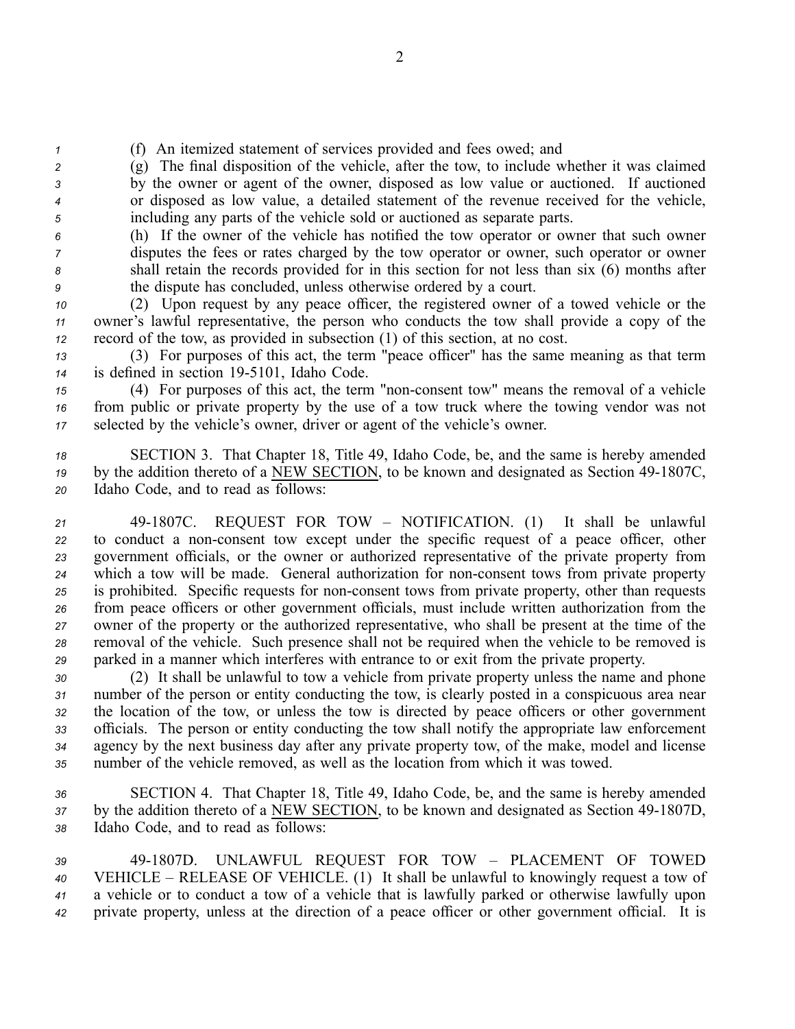(f) An itemized statement of services provided and fees owed; and

(g) The final disposition of the vehicle, after the tow, to include whether it was claimed by the owner or agent of the owner, disposed as low value or auctioned. If auctioned or disposed as low value, a detailed statement of the revenue received for the vehicle, including any parts of the vehicle sold or auctioned as separate parts.

(h) If the owner of the vehicle has notified the tow operator or owner that such owner disputes the fees or rates charged by the tow operator or owner, such operator or owner shall retain the records provided for in this section for not less than six (6) months after the dispute has concluded, unless otherwise ordered by a court.

(2) Upon request by any peace officer, the registered owner of a towed vehicle or the owner's lawful representative, the person who conducts the tow shall provide a copy of the record of the tow, as provided in subsection (1) of this section, at no cost.

(3) For purposes of this act, the term "peace officer" has the same meaning as that term is defined in section 19-5101, Idaho Code.

(4) For purposes of this act, the term "non-consent tow" means the removal of a vehicle from public or private property by the use of a tow truck where the towing vendor was not selected by the vehicle's owner, driver or agent of the vehicle's owner.

SECTION 3. That Chapter 18, Title 49, Idaho Code, be, and the same is hereby amended by the addition thereto of a NEW SECTION, to be known and designated as Section 49-1807C, Idaho Code, and to read as follows:

49-1807C. REQUEST FOR TOW – NOTIFICATION. (1) It shall be unlawful to conduct a non-consent tow except under the specific request of a peace officer, other government officials, or the owner or authorized representative of the private property from which a tow will be made. General authorization for non-consent tows from private property is prohibited. Specific requests for non-consent tows from private property, other than requests from peace officers or other government officials, must include written authorization from the owner of the property or the authorized representative, who shall be present at the time of the removal of the vehicle. Such presence shall not be required when the vehicle to be removed is parked in a manner which interferes with entrance to or exit from the private property.

(2) It shall be unlawful to tow a vehicle from private property unless the name and phone number of the person or entity conducting the tow, is clearly posted in a conspicuous area near the location of the tow, or unless the tow is directed by peace officers or other government officials. The person or entity conducting the tow shall notify the appropriate law enforcement agency by the next business day after any private property tow, of the make, model and license number of the vehicle removed, as well as the location from which it was towed.

SECTION 4. That Chapter 18, Title 49, Idaho Code, be, and the same is hereby amended by the addition thereto of a NEW SECTION, to be known and designated as Section 49-1807D, Idaho Code, and to read as follows:

49-1807D. UNLAWFUL REQUEST FOR TOW – PLACEMENT OF TOWED VEHICLE – RELEASE OF VEHICLE. (1) It shall be unlawful to knowingly request a tow of a vehicle or to conduct a tow of a vehicle that is lawfully parked or otherwise lawfully upon private property, unless at the direction of a peace officer or other government official. It is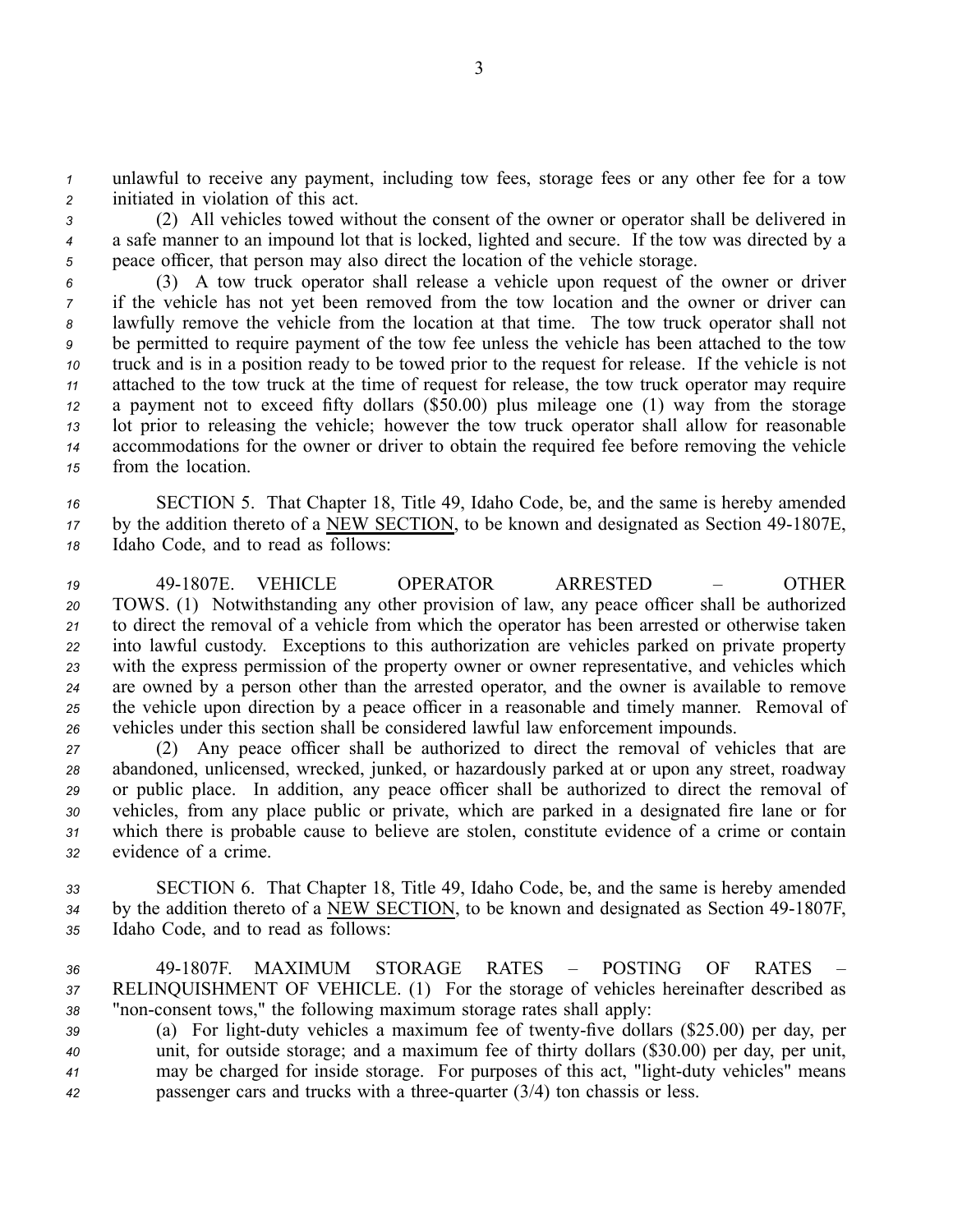unlawful to receive any payment, including tow fees, storage fees or any other fee for a tow initiated in violation of this act.

(2) All vehicles towed without the consent of the owner or operator shall be delivered in a safe manner to an impound lot that is locked, lighted and secure. If the tow was directed by a peace officer, that person may also direct the location of the vehicle storage.

(3) A tow truck operator shall release a vehicle upon request of the owner or driver if the vehicle has not yet been removed from the tow location and the owner or driver can lawfully remove the vehicle from the location at that time. The tow truck operator shall not be permitted to require payment of the tow fee unless the vehicle has been attached to the tow truck and is in a position ready to be towed prior to the request for release. If the vehicle is not attached to the tow truck at the time of request for release, the tow truck operator may require a payment not to exceed fifty dollars ($50.00) plus mileage one (1) way from the storage lot prior to releasing the vehicle; however the tow truck operator shall allow for reasonable accommodations for the owner or driver to obtain the required fee before removing the vehicle from the location.

SECTION 5. That Chapter 18, Title 49, Idaho Code, be, and the same is hereby amended by the addition thereto of a NEW SECTION, to be known and designated as Section 49-1807E, Idaho Code, and to read as follows:

49-1807E. VEHICLE OPERATOR ARRESTED – OTHER TOWS. (1) Notwithstanding any other provision of law, any peace officer shall be authorized to direct the removal of a vehicle from which the operator has been arrested or otherwise taken into lawful custody. Exceptions to this authorization are vehicles parked on private property with the express permission of the property owner or owner representative, and vehicles which are owned by a person other than the arrested operator, and the owner is available to remove the vehicle upon direction by a peace officer in a reasonable and timely manner. Removal of vehicles under this section shall be considered lawful law enforcement impounds.

(2) Any peace officer shall be authorized to direct the removal of vehicles that are abandoned, unlicensed, wrecked, junked, or hazardously parked at or upon any street, roadway or public place. In addition, any peace officer shall be authorized to direct the removal of vehicles, from any place public or private, which are parked in a designated fire lane or for which there is probable cause to believe are stolen, constitute evidence of a crime or contain evidence of a crime.

SECTION 6. That Chapter 18, Title 49, Idaho Code, be, and the same is hereby amended by the addition thereto of a NEW SECTION, to be known and designated as Section 49-1807F, Idaho Code, and to read as follows:

49-1807F. MAXIMUM STORAGE RATES – POSTING OF RATES – RELINQUISHMENT OF VEHICLE. (1) For the storage of vehicles hereinafter described as "non-consent tows," the following maximum storage rates shall apply:

(a) For light-duty vehicles a maximum fee of twenty-five dollars ($25.00) per day, per unit, for outside storage; and a maximum fee of thirty dollars ($30.00) per day, per unit, may be charged for inside storage. For purposes of this act, "light-duty vehicles" means passenger cars and trucks with a three-quarter (3/4) ton chassis or less.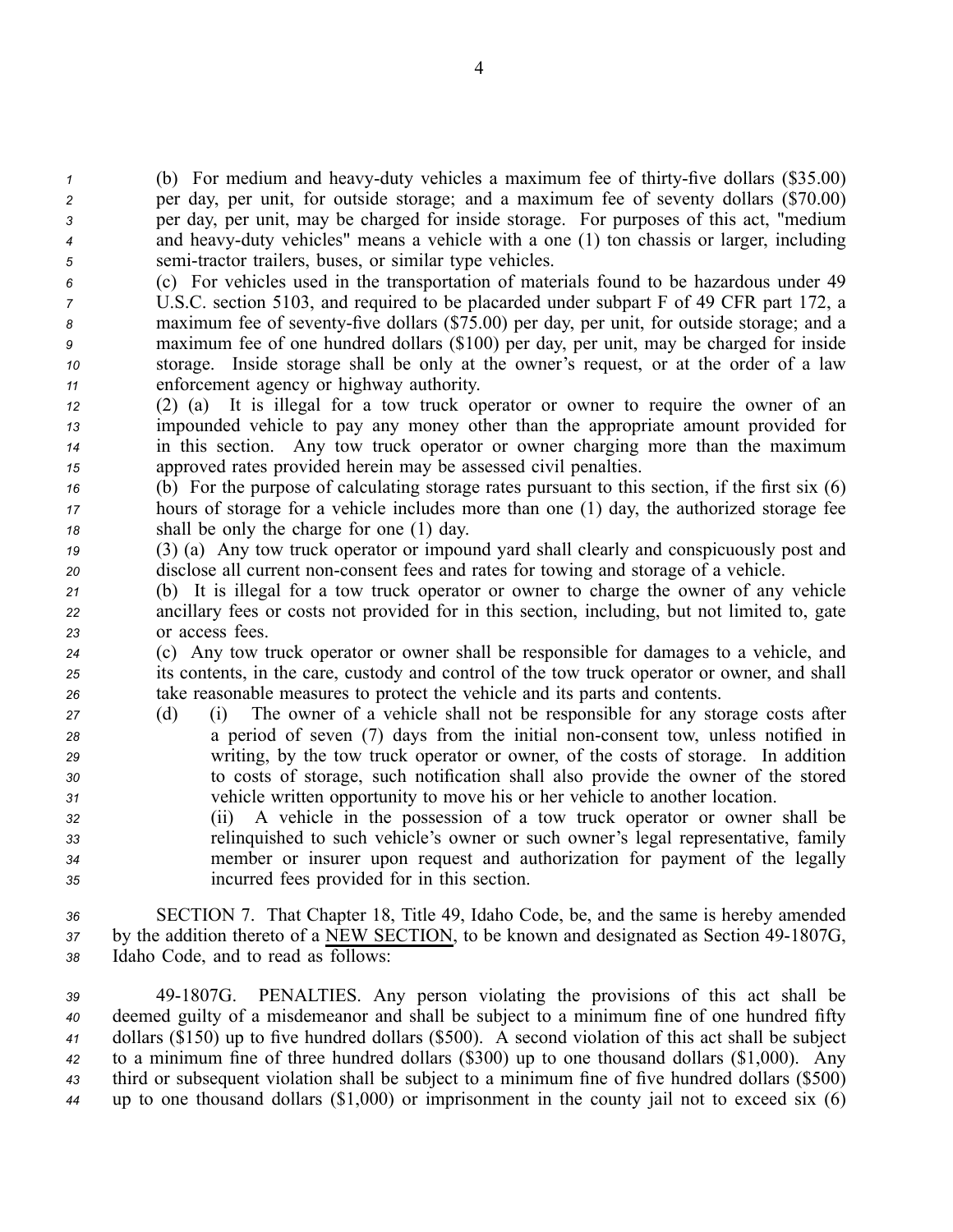(b) For medium and heavy-duty vehicles a maximum fee of thirty-five dollars ($35.00) per day, per unit, for outside storage; and a maximum fee of seventy dollars ($70.00) per day, per unit, may be charged for inside storage. For purposes of this act, "medium and heavy-duty vehicles" means a vehicle with a one (1) ton chassis or larger, including semi-tractor trailers, buses, or similar type vehicles.

(c) For vehicles used in the transportation of materials found to be hazardous under 49 U.S.C. section 5103, and required to be placarded under subpart F of 49 CFR part 172, a maximum fee of seventy-five dollars ($75.00) per day, per unit, for outside storage; and a maximum fee of one hundred dollars ($100) per day, per unit, may be charged for inside storage. Inside storage shall be only at the owner's request, or at the order of a law enforcement agency or highway authority.

(2) (a) It is illegal for a tow truck operator or owner to require the owner of an impounded vehicle to pay any money other than the appropriate amount provided for in this section. Any tow truck operator or owner charging more than the maximum approved rates provided herein may be assessed civil penalties.

(b) For the purpose of calculating storage rates pursuant to this section, if the first six (6) hours of storage for a vehicle includes more than one (1) day, the authorized storage fee shall be only the charge for one (1) day.

(3) (a) Any tow truck operator or impound yard shall clearly and conspicuously post and disclose all current non-consent fees and rates for towing and storage of a vehicle.

(b) It is illegal for a tow truck operator or owner to charge the owner of any vehicle ancillary fees or costs not provided for in this section, including, but not limited to, gate or access fees.

(c) Any tow truck operator or owner shall be responsible for damages to a vehicle, and its contents, in the care, custody and control of the tow truck operator or owner, and shall take reasonable measures to protect the vehicle and its parts and contents.

(d) (i) The owner of a vehicle shall not be responsible for any storage costs after a period of seven (7) days from the initial non-consent tow, unless notified in writing, by the tow truck operator or owner, of the costs of storage. In addition to costs of storage, such notification shall also provide the owner of the stored vehicle written opportunity to move his or her vehicle to another location.

(ii) A vehicle in the possession of a tow truck operator or owner shall be relinquished to such vehicle's owner or such owner's legal representative, family member or insurer upon request and authorization for payment of the legally incurred fees provided for in this section.

SECTION 7. That Chapter 18, Title 49, Idaho Code, be, and the same is hereby amended by the addition thereto of a NEW SECTION, to be known and designated as Section 49-1807G, Idaho Code, and to read as follows:

49-1807G. PENALTIES. Any person violating the provisions of this act shall be deemed guilty of a misdemeanor and shall be subject to a minimum fine of one hundred fifty dollars ($150) up to five hundred dollars ($500). A second violation of this act shall be subject to a minimum fine of three hundred dollars ($300) up to one thousand dollars ($1,000). Any third or subsequent violation shall be subject to a minimum fine of five hundred dollars ($500) up to one thousand dollars ($1,000) or imprisonment in the county jail not to exceed six (6)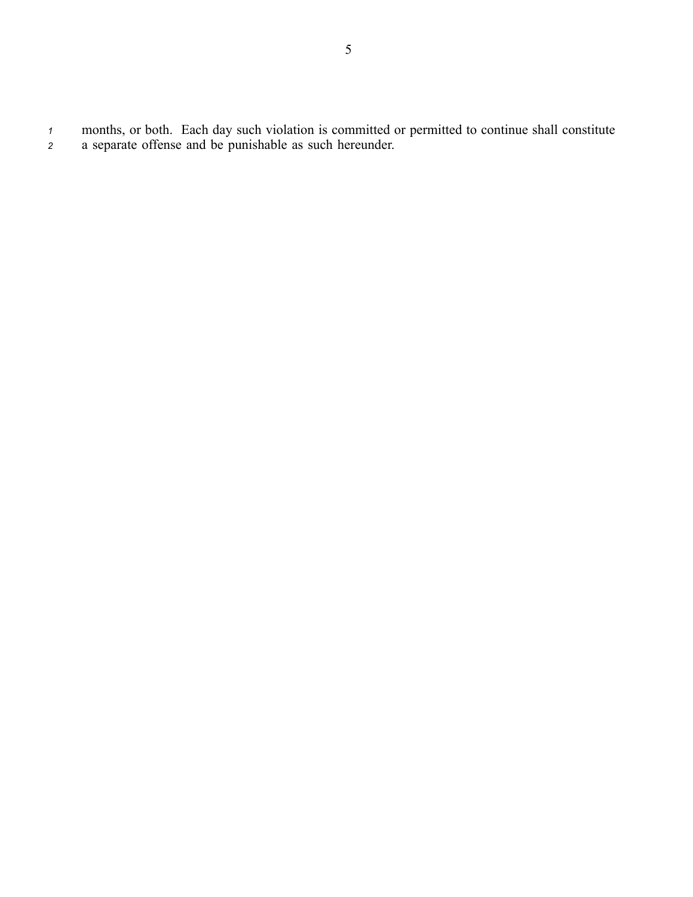months, or both. Each day such violation is committed or permitted to continue shall constitute a separate offense and be punishable as such hereunder.